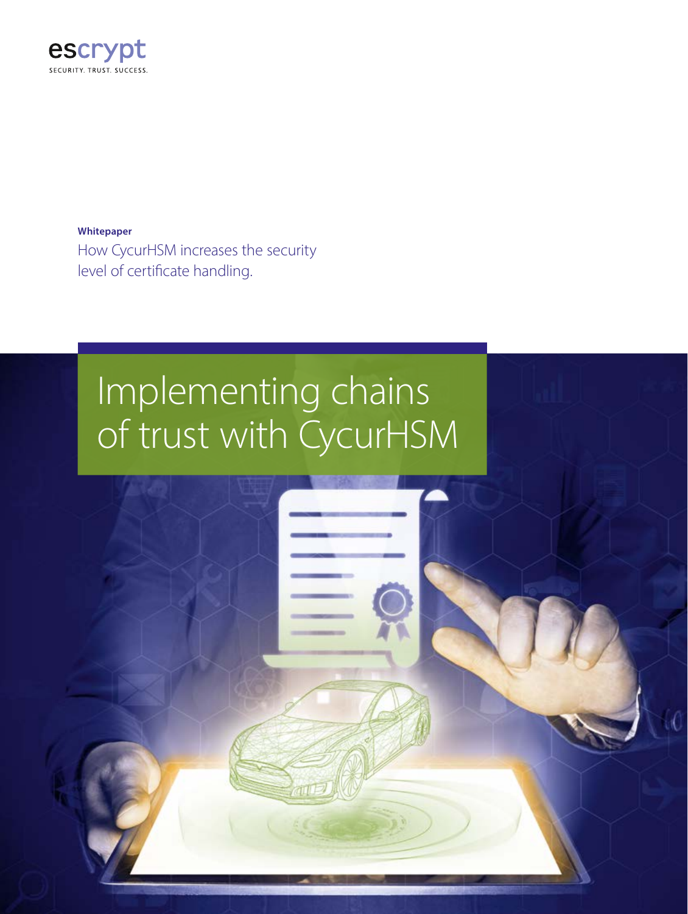escrypt

SECURITY. TRUST. SUCCESS.

**Whitepaper**

How CycurHSM increases the security level of certificate handling.

# Implementing chains of trust with CycurHSM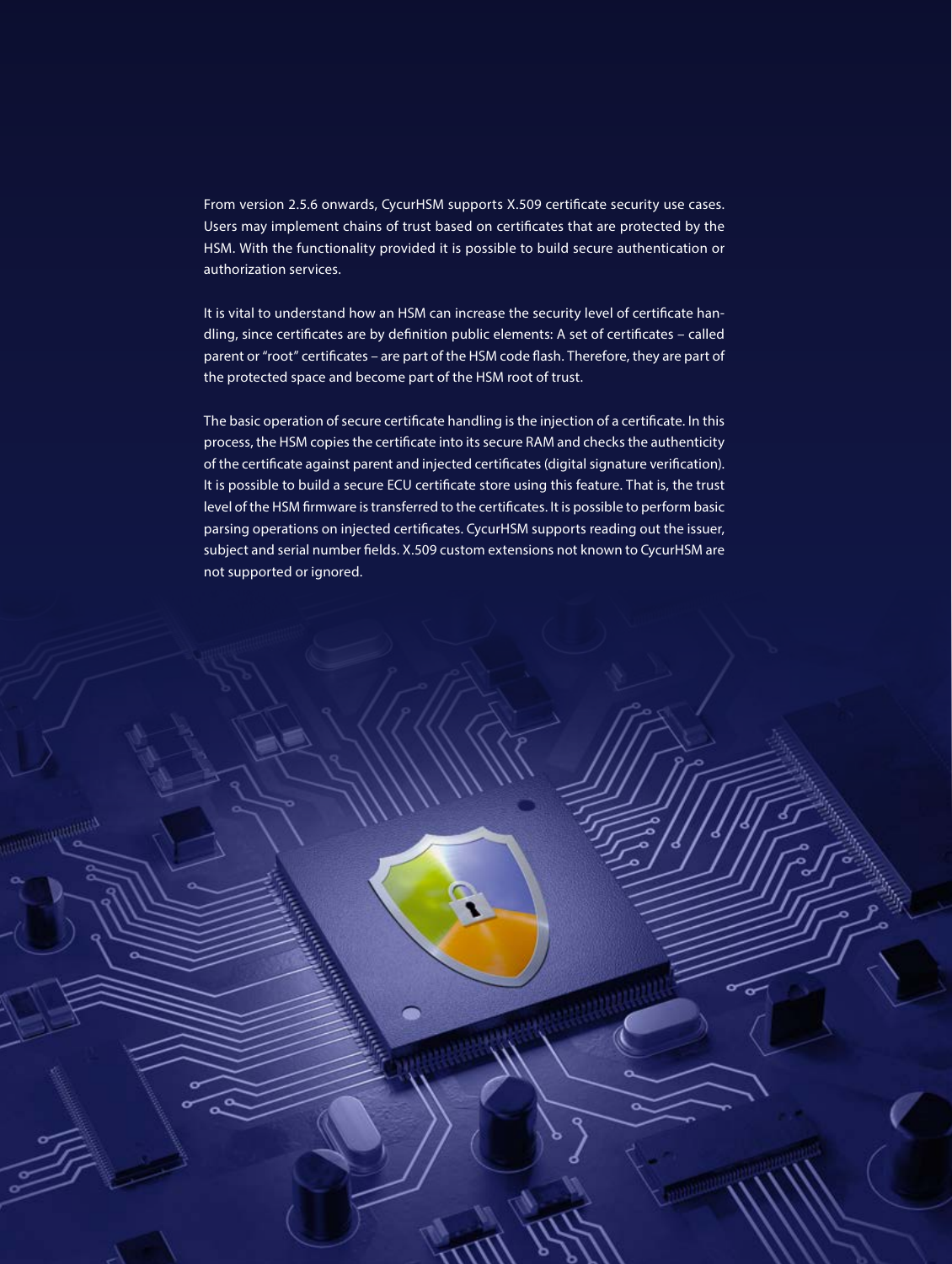From version 2.5.6 onwards, CycurHSM supports X.509 certificate security use cases. Users may implement chains of trust based on certificates that are protected by the HSM. With the functionality provided it is possible to build secure authentication or authorization services.

It is vital to understand how an HSM can increase the security level of certificate handling, since certificates are by definition public elements: A set of certificates – called parent or "root" certificates – are part of the HSM code flash. Therefore, they are part of the protected space and become part of the HSM root of trust.

The basic operation of secure certificate handling is the injection of a certificate. In this process, the HSM copies the certificate into its secure RAM and checks the authenticity of the certificate against parent and injected certificates (digital signature verification). It is possible to build a secure ECU certificate store using this feature. That is, the trust level of the HSM firmware is transferred to the certificates. It is possible to perform basic parsing operations on injected certificates. CycurHSM supports reading out the issuer, subject and serial number fields. X.509 custom extensions not known to CycurHSM are not supported or ignored.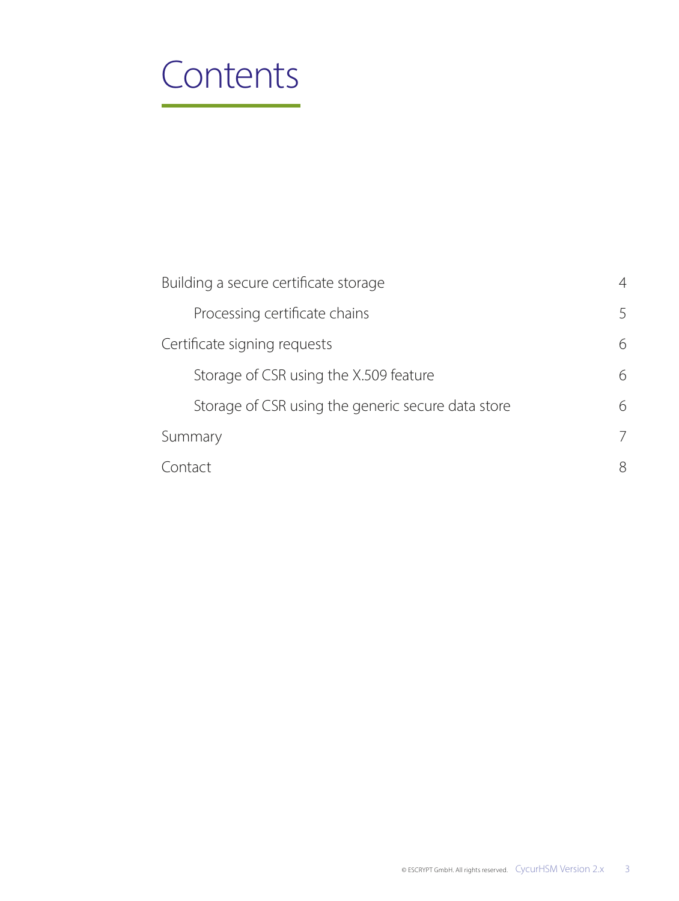# Contents

| | |
|---|---|
| Building a secure certificate storage | 4 |
| &nbsp;&nbsp;&nbsp;&nbsp;Processing certificate chains | 5 |
| Certificate signing requests | 6 |
| &nbsp;&nbsp;&nbsp;&nbsp;Storage of CSR using the X.509 feature | 6 |
| &nbsp;&nbsp;&nbsp;&nbsp;Storage of CSR using the generic secure data store | 6 |
| Summary | 7 |
| Contact | 8 |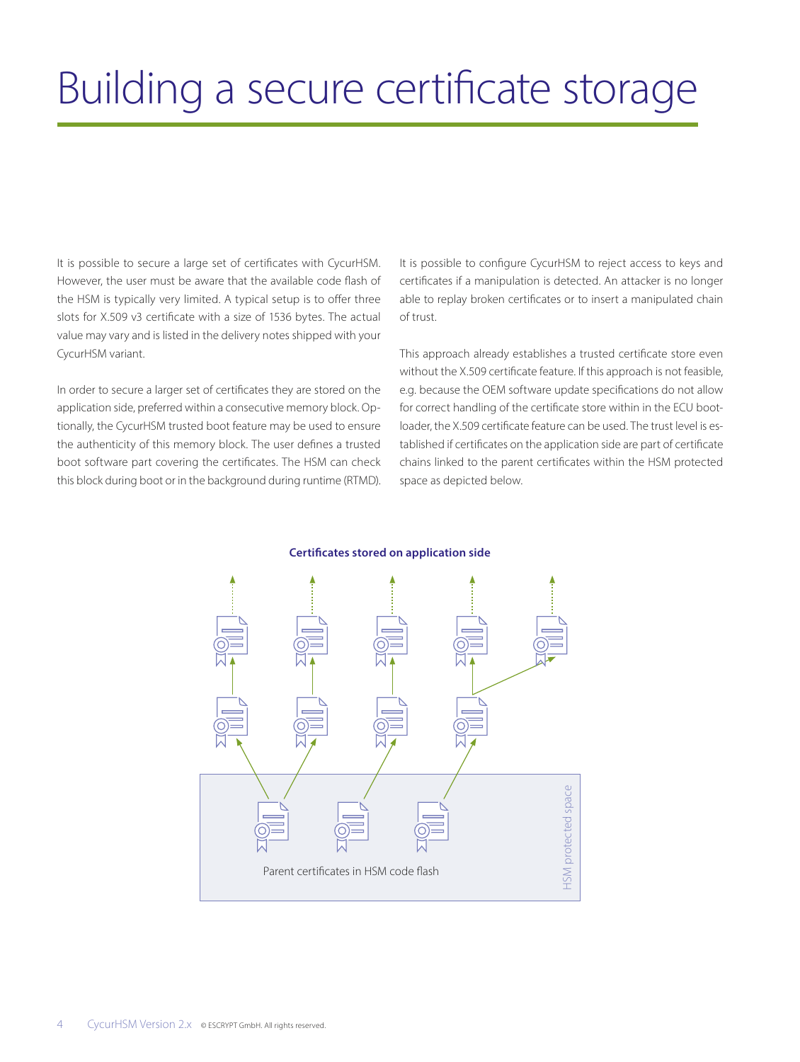# Building a secure certificate storage

It is possible to secure a large set of certificates with CycurHSM. However, the user must be aware that the available code flash of the HSM is typically very limited. A typical setup is to offer three slots for X.509 v3 certificate with a size of 1536 bytes. The actual value may vary and is listed in the delivery notes shipped with your CycurHSM variant.

In order to secure a larger set of certificates they are stored on the application side, preferred within a consecutive memory block. Optionally, the CycurHSM trusted boot feature may be used to ensure the authenticity of this memory block. The user defines a trusted boot software part covering the certificates. The HSM can check this block during boot or in the background during runtime (RTMD).

It is possible to configure CycurHSM to reject access to keys and certificates if a manipulation is detected. An attacker is no longer able to replay broken certificates or to insert a manipulated chain of trust.

This approach already establishes a trusted certificate store even without the X.509 certificate feature. If this approach is not feasible, e.g. because the OEM software update specifications do not allow for correct handling of the certificate store within in the ECU bootloader, the X.509 certificate feature can be used. The trust level is established if certificates on the application side are part of certificate chains linked to the parent certificates within the HSM protected space as depicted below.

**Certificates stored on application side**

Parent certificates in HSM code flash

HSM protected space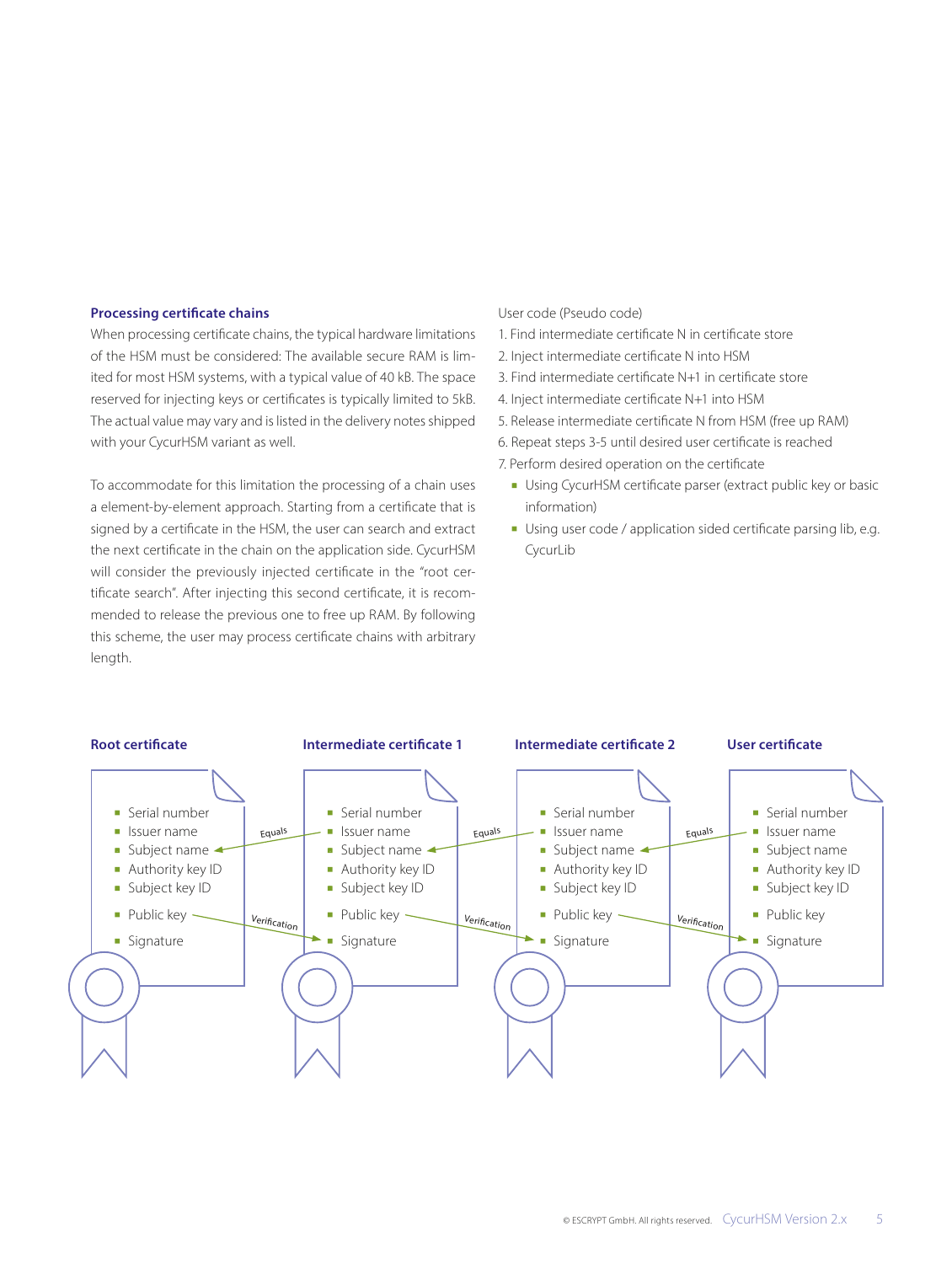## Processing certificate chains

When processing certificate chains, the typical hardware limitations of the HSM must be considered: The available secure RAM is limited for most HSM systems, with a typical value of 40 kB. The space reserved for injecting keys or certificates is typically limited to 5kB. The actual value may vary and is listed in the delivery notes shipped with your CycurHSM variant as well.

To accommodate for this limitation the processing of a chain uses a element-by-element approach. Starting from a certificate that is signed by a certificate in the HSM, the user can search and extract the next certificate in the chain on the application side. CycurHSM will consider the previously injected certificate in the "root certificate search". After injecting this second certificate, it is recommended to release the previous one to free up RAM. By following this scheme, the user may process certificate chains with arbitrary length.

User code (Pseudo code)

1. Find intermediate certificate N in certificate store
2. Inject intermediate certificate N into HSM
3. Find intermediate certificate N+1 in certificate store
4. Inject intermediate certificate N+1 into HSM
5. Release intermediate certificate N from HSM (free up RAM)
6. Repeat steps 3-5 until desired user certificate is reached
7. Perform desired operation on the certificate
   - Using CycurHSM certificate parser (extract public key or basic information)
   - Using user code / application sided certificate parsing lib, e.g. CycurLib

**Root certificate**

- Serial number
- Issuer name
- Subject name
- Authority key ID
- Subject key ID
- Public key
- Signature

**Intermediate certificate 1**

- Serial number
- Issuer name
- Subject name
- Authority key ID
- Subject key ID
- Public key
- Signature

**Intermediate certificate 2**

- Serial number
- Issuer name
- Subject name
- Authority key ID
- Subject key ID
- Public key
- Signature

**User certificate**

- Serial number
- Issuer name
- Subject name
- Authority key ID
- Subject key ID
- Public key
- Signature

(Each certificate's Issuer name *Equals* the previous certificate's Subject name; each certificate's Public key is used for *Verification* of the next certificate's Signature.)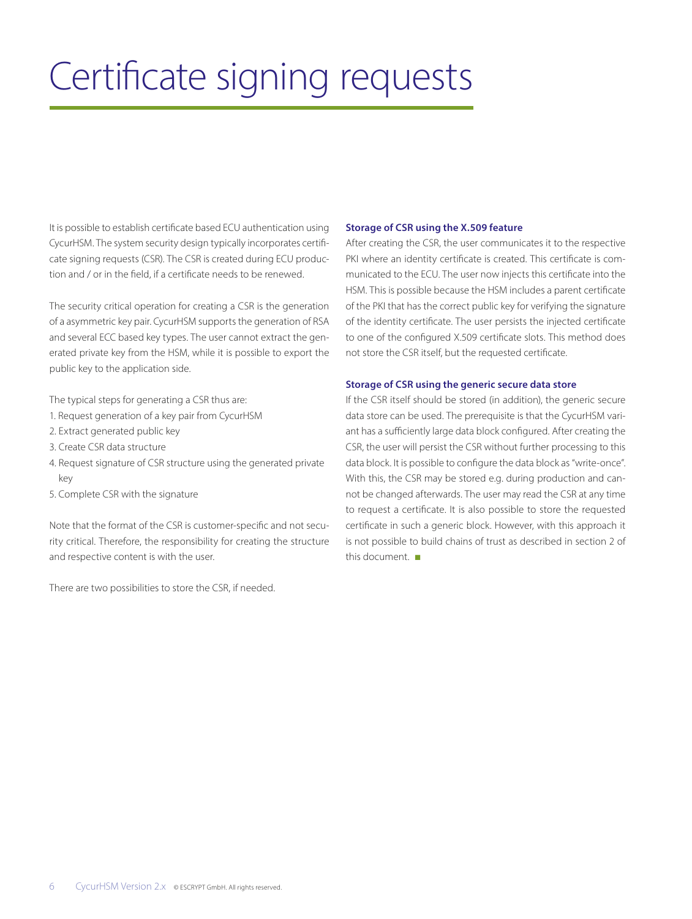# Certificate signing requests

It is possible to establish certificate based ECU authentication using CycurHSM. The system security design typically incorporates certificate signing requests (CSR). The CSR is created during ECU production and / or in the field, if a certificate needs to be renewed.

The security critical operation for creating a CSR is the generation of a asymmetric key pair. CycurHSM supports the generation of RSA and several ECC based key types. The user cannot extract the generated private key from the HSM, while it is possible to export the public key to the application side.

The typical steps for generating a CSR thus are:

1. Request generation of a key pair from CycurHSM
2. Extract generated public key
3. Create CSR data structure
4. Request signature of CSR structure using the generated private key
5. Complete CSR with the signature

Note that the format of the CSR is customer-specific and not security critical. Therefore, the responsibility for creating the structure and respective content is with the user.

There are two possibilities to store the CSR, if needed.

**Storage of CSR using the X.509 feature**

After creating the CSR, the user communicates it to the respective PKI where an identity certificate is created. This certificate is communicated to the ECU. The user now injects this certificate into the HSM. This is possible because the HSM includes a parent certificate of the PKI that has the correct public key for verifying the signature of the identity certificate. The user persists the injected certificate to one of the configured X.509 certificate slots. This method does not store the CSR itself, but the requested certificate.

**Storage of CSR using the generic secure data store**

If the CSR itself should be stored (in addition), the generic secure data store can be used. The prerequisite is that the CycurHSM variant has a sufficiently large data block configured. After creating the CSR, the user will persist the CSR without further processing to this data block. It is possible to configure the data block as "write-once". With this, the CSR may be stored e.g. during production and cannot be changed afterwards. The user may read the CSR at any time to request a certificate. It is also possible to store the requested certificate in such a generic block. However, with this approach it is not possible to build chains of trust as described in section 2 of this document.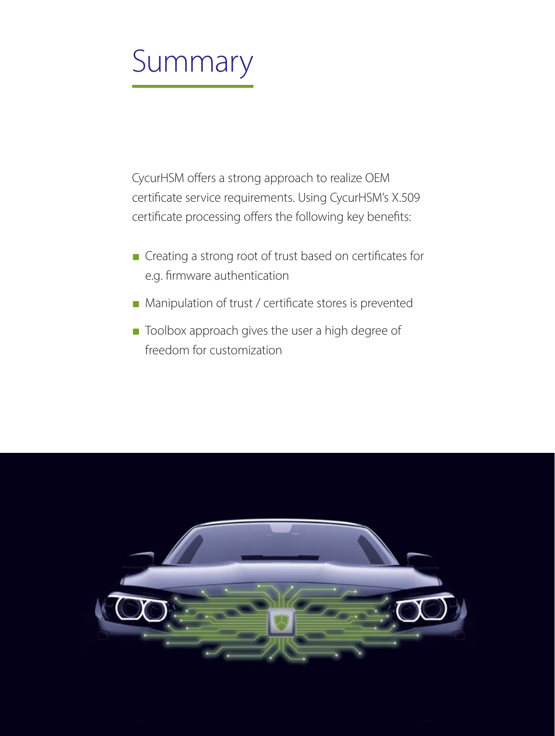# Summary

CycurHSM offers a strong approach to realize OEM certificate service requirements. Using CycurHSM's X.509 certificate processing offers the following key benefits:

- Creating a strong root of trust based on certificates for e.g. firmware authentication
- Manipulation of trust / certificate stores is prevented
- Toolbox approach gives the user a high degree of freedom for customization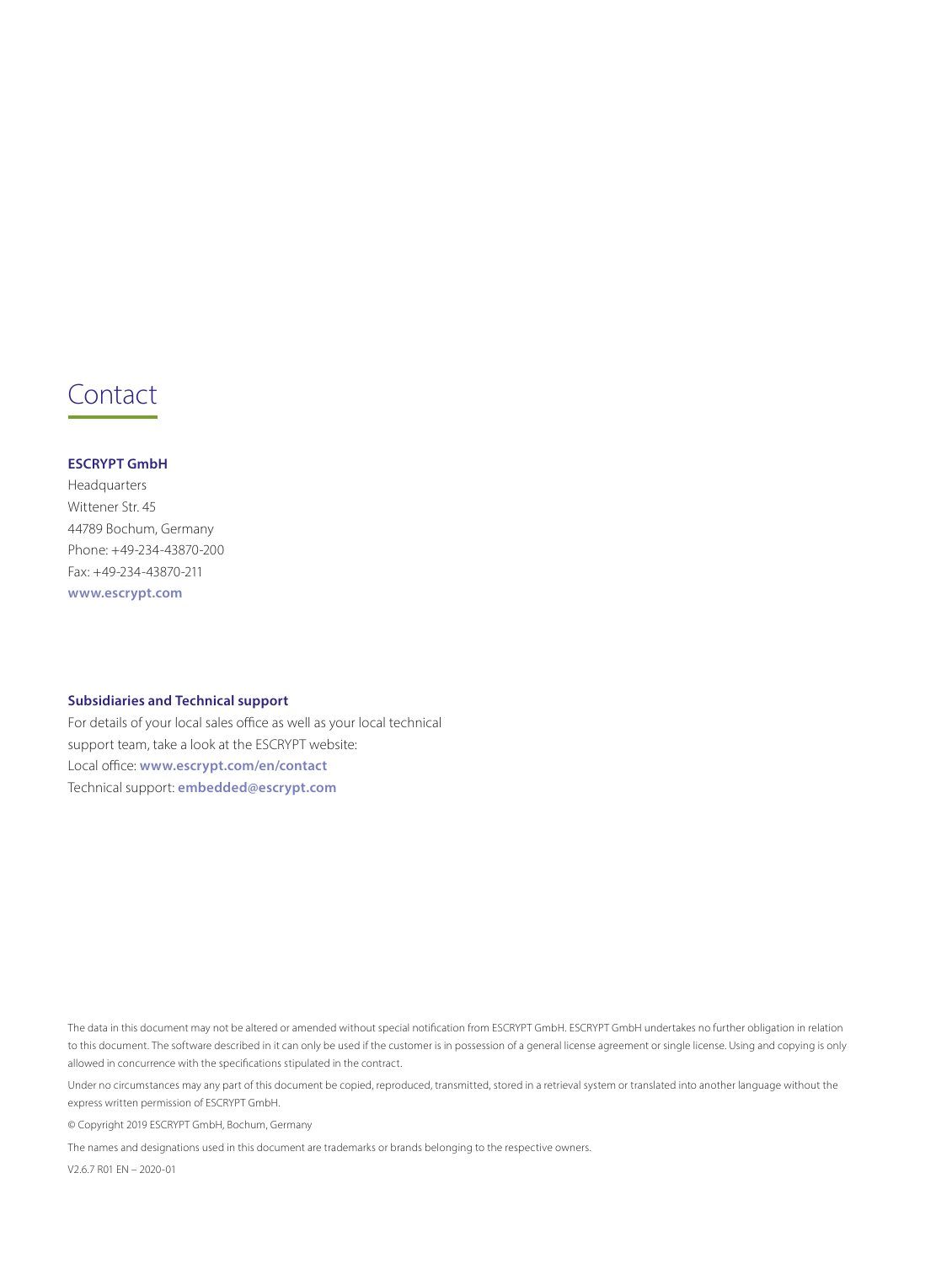# Contact

**ESCRYPT GmbH**

Headquarters
Wittener Str. 45
44789 Bochum, Germany
Phone: +49-234-43870-200
Fax: +49-234-43870-211
**www.escrypt.com**

**Subsidiaries and Technical support**

For details of your local sales office as well as your local technical support team, take a look at the ESCRYPT website:
Local office: **www.escrypt.com/en/contact**
Technical support: **embedded@escrypt.com**

The data in this document may not be altered or amended without special notification from ESCRYPT GmbH. ESCRYPT GmbH undertakes no further obligation in relation to this document. The software described in it can only be used if the customer is in possession of a general license agreement or single license. Using and copying is only allowed in concurrence with the specifications stipulated in the contract.

Under no circumstances may any part of this document be copied, reproduced, transmitted, stored in a retrieval system or translated into another language without the express written permission of ESCRYPT GmbH.

© Copyright 2019 ESCRYPT GmbH, Bochum, Germany

The names and designations used in this document are trademarks or brands belonging to the respective owners.

V2.6.7 R01 EN – 2020-01